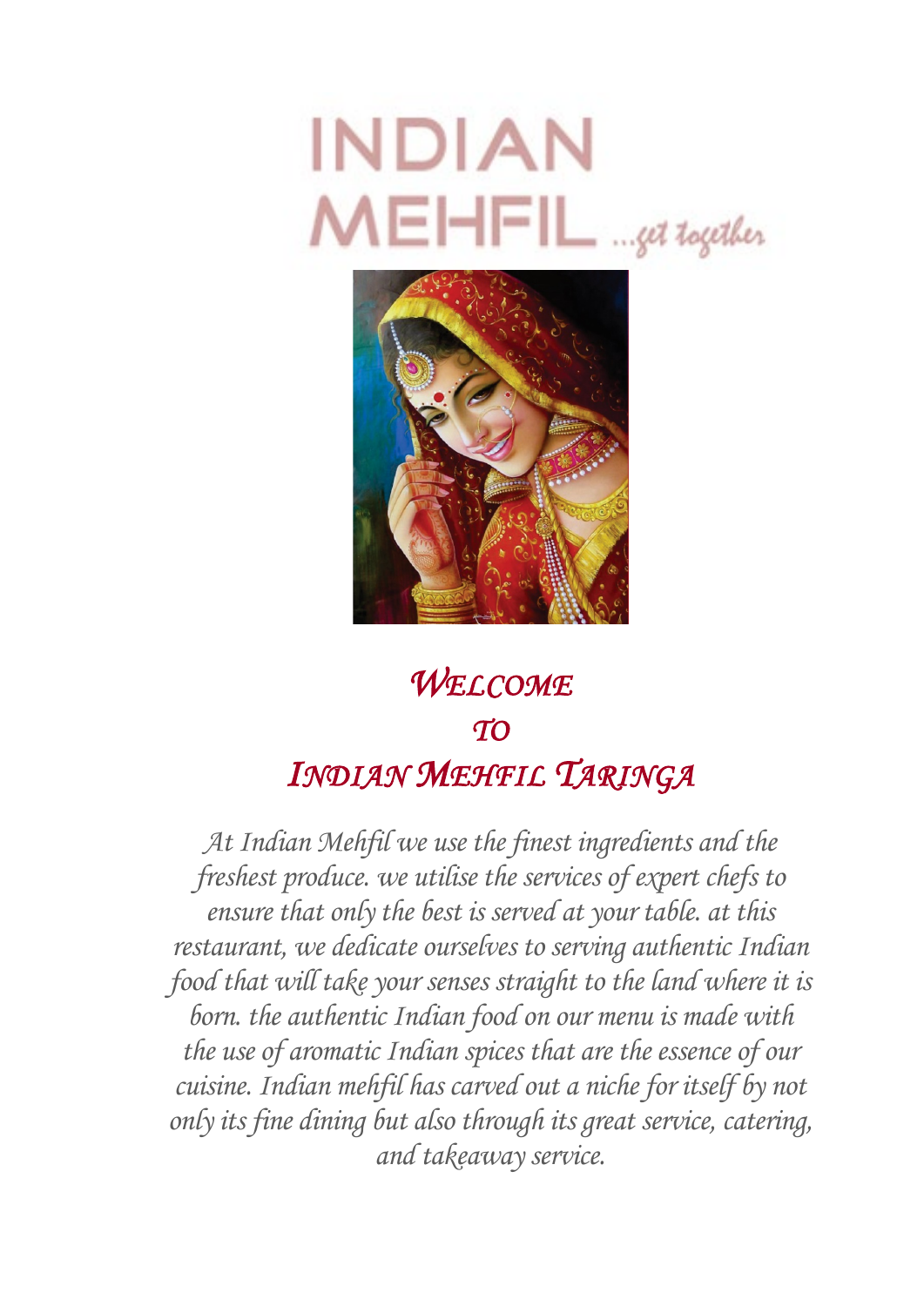# INDIAN MEHFIL ...get together

## *Welcome to Indian Mehfil Taringa*

*At Indian Mehfil we use the finest ingredients and the freshest produce. we utilise the services of expert chefs to ensure that only the best is served at your table. at this restaurant, we dedicate ourselves to serving authentic Indian food that will take your senses straight to the land where it is born. the authentic Indian food on our menu is made with the use of aromatic Indian spices that are the essence of our cuisine. Indian mehfil has carved out a niche for itself by not only its fine dining but also through its great service, catering, and takeaway service.*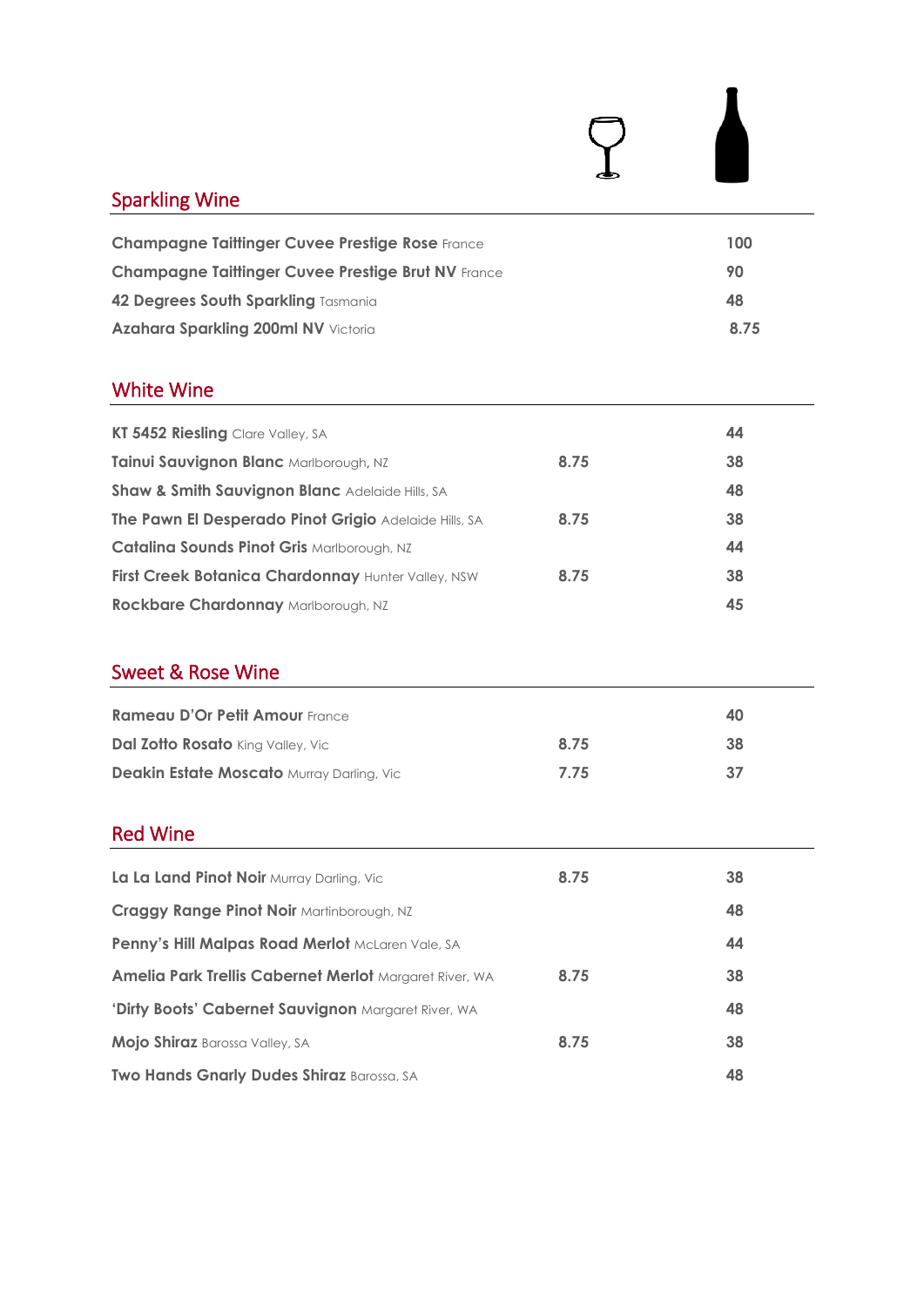| | Glass | Bottle |
|---|---|---|
| **Sparkling Wine** | | |
| **Champagne Taittinger Cuvee Prestige Rose** France | | 100 |
| **Champagne Taittinger Cuvee Prestige Brut NV** France | | 90 |
| **42 Degrees South Sparkling** Tasmania | | 48 |
| **Azahara Sparkling 200ml NV** Victoria | | 8.75 |

## White Wine

| | | |
|---|---|---|
| **KT 5452 Riesling** Clare Valley, SA | | 44 |
| **Tainui Sauvignon Blanc** Marlborough, NZ | 8.75 | 38 |
| **Shaw & Smith Sauvignon Blanc** Adelaide Hills, SA | | 48 |
| **The Pawn El Desperado Pinot Grigio** Adelaide Hills, SA | 8.75 | 38 |
| **Catalina Sounds Pinot Gris** Marlborough, NZ | | 44 |
| **First Creek Botanica Chardonnay** Hunter Valley, NSW | 8.75 | 38 |
| **Rockbare Chardonnay** Marlborough, NZ | | 45 |

## Sweet & Rose Wine

| | | |
|---|---|---|
| **Rameau D'Or Petit Amour** France | | 40 |
| **Dal Zotto Rosato** King Valley, Vic | 8.75 | 38 |
| **Deakin Estate Moscato** Murray Darling, Vic | 7.75 | 37 |

## Red Wine

| | | |
|---|---|---|
| **La La Land Pinot Noir** Murray Darling, Vic | 8.75 | 38 |
| **Craggy Range Pinot Noir** Martinborough, NZ | | 48 |
| **Penny's Hill Malpas Road Merlot** McLaren Vale, SA | | 44 |
| **Amelia Park Trellis Cabernet Merlot** Margaret River, WA | 8.75 | 38 |
| **'Dirty Boots' Cabernet Sauvignon** Margaret River, WA | | 48 |
| **Mojo Shiraz** Barossa Valley, SA | 8.75 | 38 |
| **Two Hands Gnarly Dudes Shiraz** Barossa, SA | | 48 |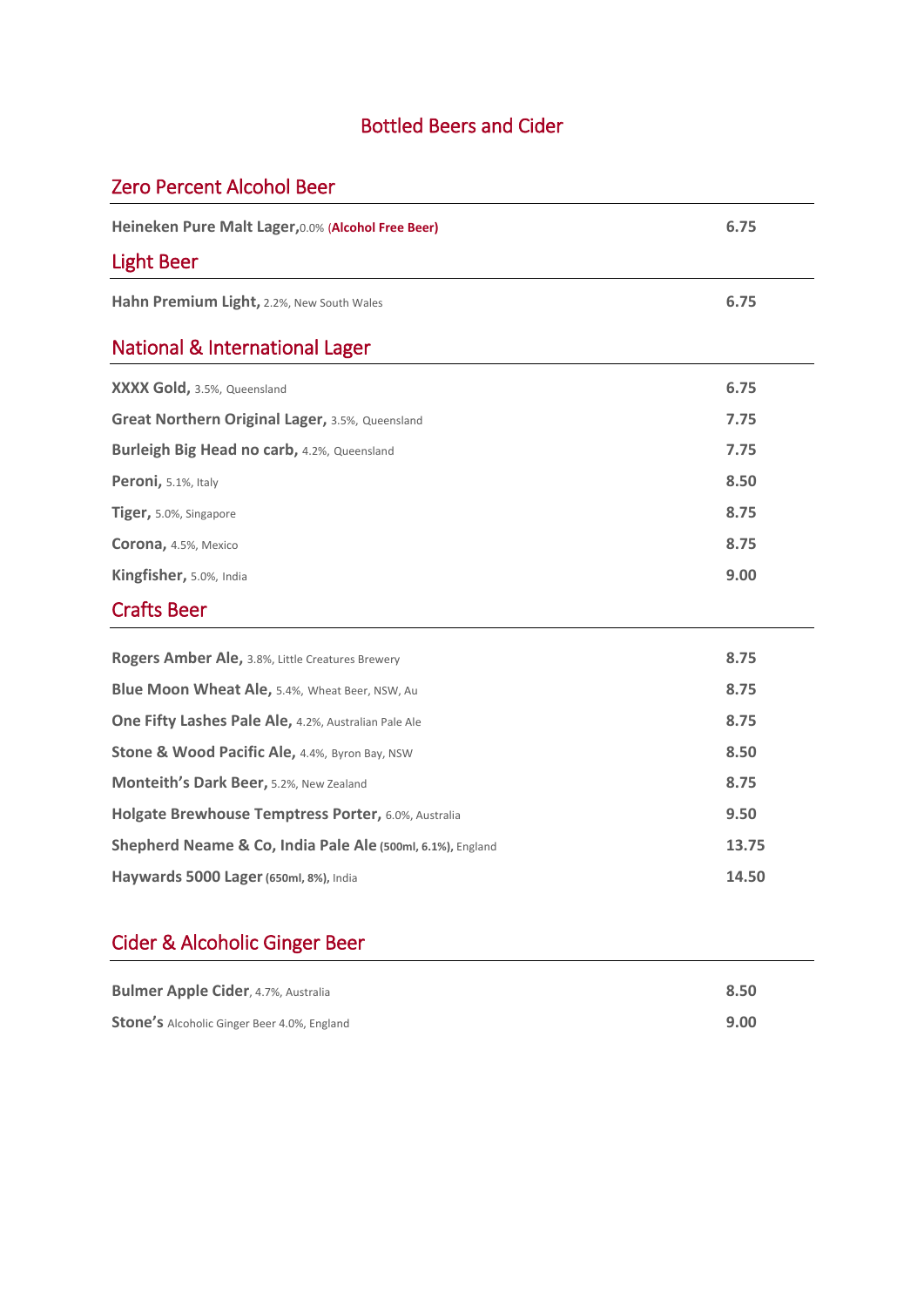# Bottled Beers and Cider

## Zero Percent Alcohol Beer

| | |
|---|---|
| **Heineken Pure Malt Lager,** 0.0% (**Alcohol Free Beer**) | **6.75** |

## Light Beer

| | |
|---|---|
| **Hahn Premium Light,** 2.2%, New South Wales | **6.75** |

## National & International Lager

| | |
|---|---|
| **XXXX Gold,** 3.5%, Queensland | **6.75** |
| **Great Northern Original Lager,** 3.5%, Queensland | **7.75** |
| **Burleigh Big Head no carb,** 4.2%, Queensland | **7.75** |
| **Peroni,** 5.1%, Italy | **8.50** |
| **Tiger,** 5.0%, Singapore | **8.75** |
| **Corona,** 4.5%, Mexico | **8.75** |
| **Kingfisher,** 5.0%, India | **9.00** |

## Crafts Beer

| | |
|---|---|
| **Rogers Amber Ale,** 3.8%, Little Creatures Brewery | **8.75** |
| **Blue Moon Wheat Ale,** 5.4%, Wheat Beer, NSW, Au | **8.75** |
| **One Fifty Lashes Pale Ale,** 4.2%, Australian Pale Ale | **8.75** |
| **Stone & Wood Pacific Ale,** 4.4%, Byron Bay, NSW | **8.50** |
| **Monteith's Dark Beer,** 5.2%, New Zealand | **8.75** |
| **Holgate Brewhouse Temptress Porter,** 6.0%, Australia | **9.50** |
| **Shepherd Neame & Co, India Pale Ale (500ml, 6.1%),** England | **13.75** |
| **Haywards 5000 Lager (650ml, 8%),** India | **14.50** |

## Cider & Alcoholic Ginger Beer

| | |
|---|---|
| **Bulmer Apple Cider**, 4.7%, Australia | **8.50** |
| **Stone's** Alcoholic Ginger Beer 4.0%, England | **9.00** |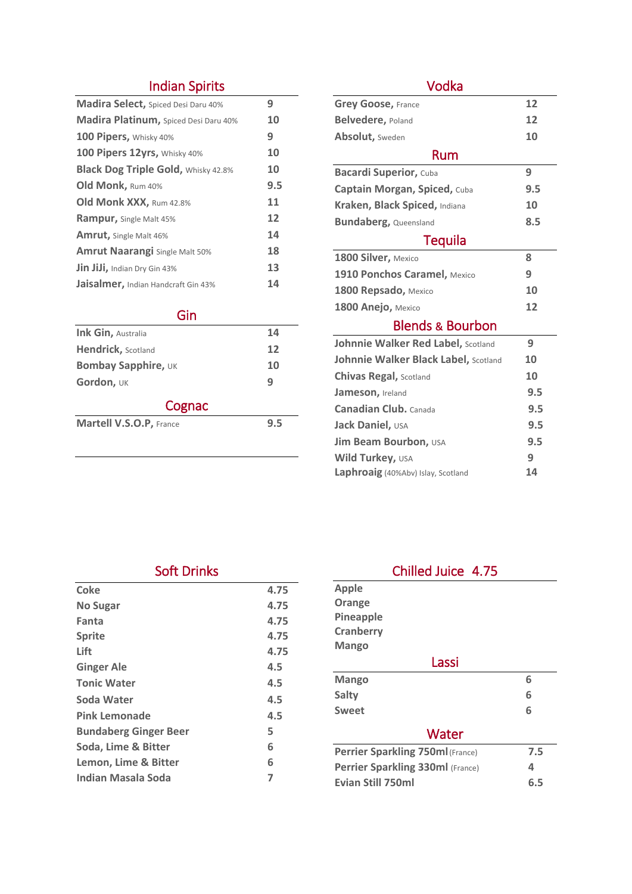## Indian Spirits

| Item | Price |
|---|---|
| **Madira Select,** Spiced Desi Daru 40% | 9 |
| **Madira Platinum,** Spiced Desi Daru 40% | 10 |
| **100 Pipers,** Whisky 40% | 9 |
| **100 Pipers 12yrs,** Whisky 40% | 10 |
| **Black Dog Triple Gold,** Whisky 42.8% | 10 |
| **Old Monk,** Rum 40% | 9.5 |
| **Old Monk XXX,** Rum 42.8% | 11 |
| **Rampur,** Single Malt 45% | 12 |
| **Amrut,** Single Malt 46% | 14 |
| **Amrut Naarangi** Single Malt 50% | 18 |
| **Jin JiJi,** Indian Dry Gin 43% | 13 |
| **Jaisalmer,** Indian Handcraft Gin 43% | 14 |

## Gin

| Item | Price |
|---|---|
| **Ink Gin,** Australia | 14 |
| **Hendrick,** Scotland | 12 |
| **Bombay Sapphire,** UK | 10 |
| **Gordon,** UK | 9 |

## Cognac

| Item | Price |
|---|---|
| **Martell V.S.O.P,** France | 9.5 |

## Vodka

| Item | Price |
|---|---|
| **Grey Goose,** France | 12 |
| **Belvedere,** Poland | 12 |
| **Absolut,** Sweden | 10 |

## Rum

| Item | Price |
|---|---|
| **Bacardi Superior,** Cuba | 9 |
| **Captain Morgan, Spiced,** Cuba | 9.5 |
| **Kraken, Black Spiced,** Indiana | 10 |
| **Bundaberg,** Queensland | 8.5 |

## Tequila

| Item | Price |
|---|---|
| **1800 Silver,** Mexico | 8 |
| **1910 Ponchos Caramel,** Mexico | 9 |
| **1800 Repsado,** Mexico | 10 |
| **1800 Anejo,** Mexico | 12 |

## Blends & Bourbon

| Item | Price |
|---|---|
| **Johnnie Walker Red Label,** Scotland | 9 |
| **Johnnie Walker Black Label,** Scotland | 10 |
| **Chivas Regal,** Scotland | 10 |
| **Jameson,** Ireland | 9.5 |
| **Canadian Club.** Canada | 9.5 |
| **Jack Daniel,** USA | 9.5 |
| **Jim Beam Bourbon,** USA | 9.5 |
| **Wild Turkey,** USA | 9 |
| **Laphroaig** (40%Abv) Islay, Scotland | 14 |

## Soft Drinks

| Item | Price |
|---|---|
| **Coke** | 4.75 |
| **No Sugar** | 4.75 |
| **Fanta** | 4.75 |
| **Sprite** | 4.75 |
| **Lift** | 4.75 |
| **Ginger Ale** | 4.5 |
| **Tonic Water** | 4.5 |
| **Soda Water** | 4.5 |
| **Pink Lemonade** | 4.5 |
| **Bundaberg Ginger Beer** | 5 |
| **Soda, Lime & Bitter** | 6 |
| **Lemon, Lime & Bitter** | 6 |
| **Indian Masala Soda** | 7 |

## Chilled Juice 4.75

- **Apple**
- **Orange**
- **Pineapple**
- **Cranberry**
- **Mango**

## Lassi

| Item | Price |
|---|---|
| **Mango** | 6 |
| **Salty** | 6 |
| **Sweet** | 6 |

## Water

| Item | Price |
|---|---|
| **Perrier Sparkling 750ml** (France) | 7.5 |
| **Perrier Sparkling 330ml** (France) | 4 |
| **Evian Still 750ml** | 6.5 |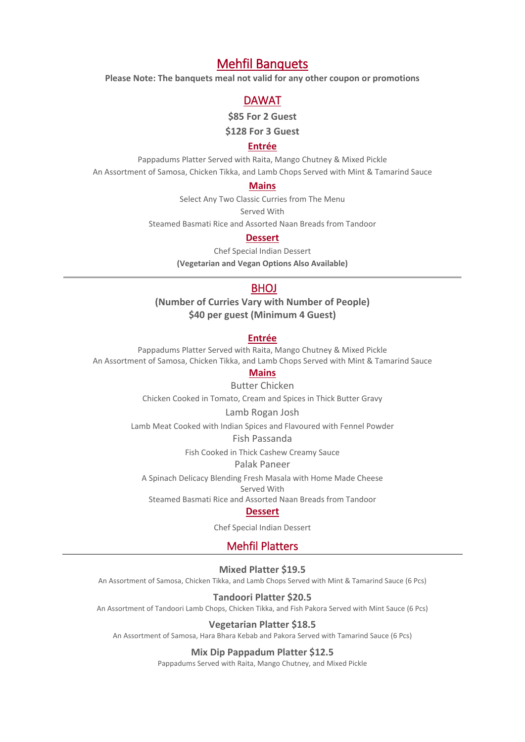# Mehfil Banquets

**Please Note: The banquets meal not valid for any other coupon or promotions**

## DAWAT

**$85 For 2 Guest**

**$128 For 3 Guest**

### Entrée

Pappadums Platter Served with Raita, Mango Chutney & Mixed Pickle

An Assortment of Samosa, Chicken Tikka, and Lamb Chops Served with Mint & Tamarind Sauce

### Mains

Select Any Two Classic Curries from The Menu

Served With

Steamed Basmati Rice and Assorted Naan Breads from Tandoor

### Dessert

Chef Special Indian Dessert

**(Vegetarian and Vegan Options Also Available)**

---

## BHOJ

**(Number of Curries Vary with Number of People)**
**$40 per guest (Minimum 4 Guest)**

### Entrée

Pappadums Platter Served with Raita, Mango Chutney & Mixed Pickle

An Assortment of Samosa, Chicken Tikka, and Lamb Chops Served with Mint & Tamarind Sauce

### Mains

Butter Chicken

Chicken Cooked in Tomato, Cream and Spices in Thick Butter Gravy

Lamb Rogan Josh

Lamb Meat Cooked with Indian Spices and Flavoured with Fennel Powder

Fish Passanda

Fish Cooked in Thick Cashew Creamy Sauce

Palak Paneer

A Spinach Delicacy Blending Fresh Masala with Home Made Cheese

Served With

Steamed Basmati Rice and Assorted Naan Breads from Tandoor

### Dessert

Chef Special Indian Dessert

## Mehfil Platters

**Mixed Platter $19.5**

An Assortment of Samosa, Chicken Tikka, and Lamb Chops Served with Mint & Tamarind Sauce (6 Pcs)

**Tandoori Platter $20.5**

An Assortment of Tandoori Lamb Chops, Chicken Tikka, and Fish Pakora Served with Mint Sauce (6 Pcs)

**Vegetarian Platter $18.5**

An Assortment of Samosa, Hara Bhara Kebab and Pakora Served with Tamarind Sauce (6 Pcs)

**Mix Dip Pappadum Platter $12.5**

Pappadums Served with Raita, Mango Chutney, and Mixed Pickle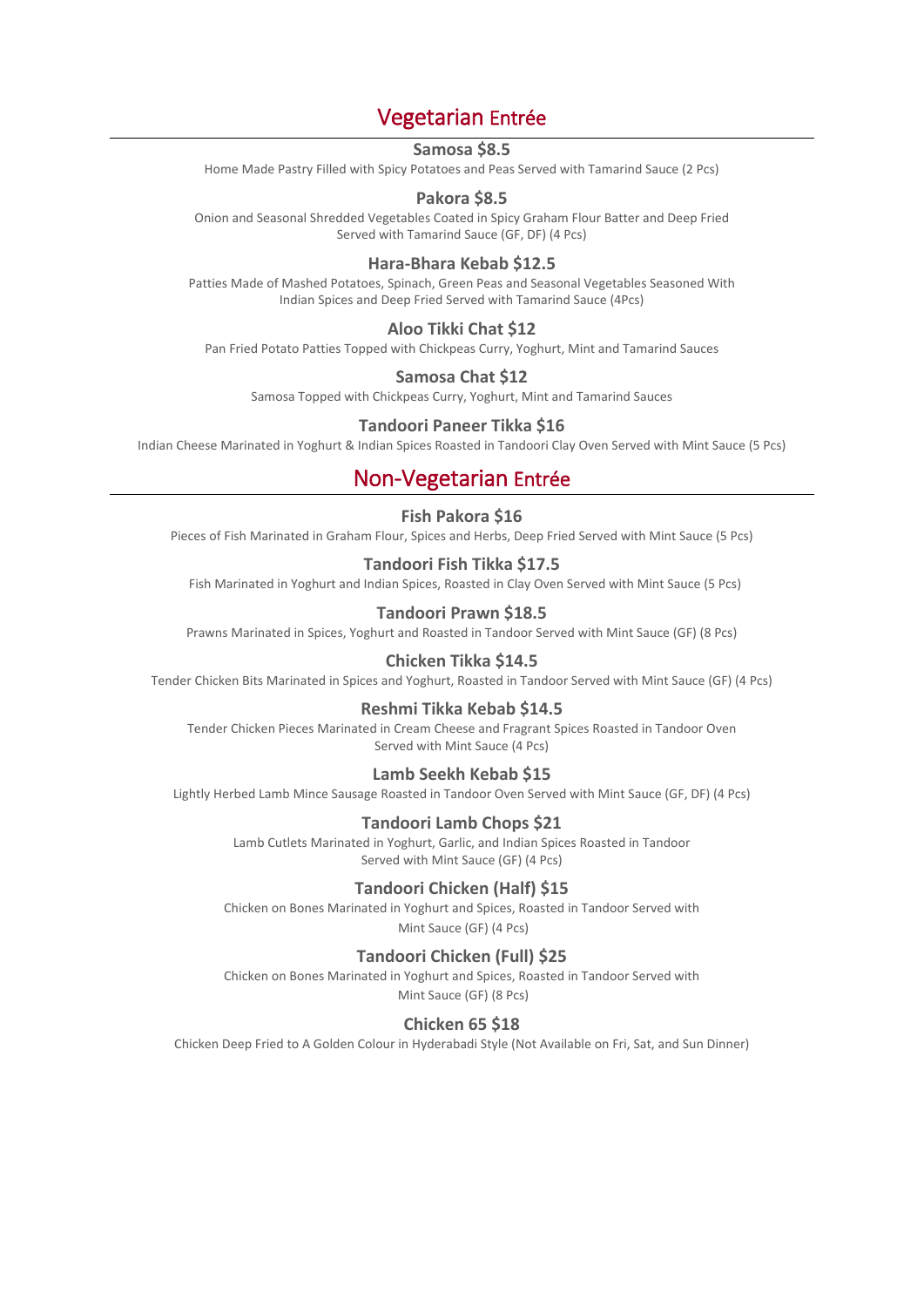## Vegetarian Entrée

### Samosa $8.5

Home Made Pastry Filled with Spicy Potatoes and Peas Served with Tamarind Sauce (2 Pcs)

### Pakora $8.5

Onion and Seasonal Shredded Vegetables Coated in Spicy Graham Flour Batter and Deep Fried Served with Tamarind Sauce (GF, DF) (4 Pcs)

### Hara-Bhara Kebab $12.5

Patties Made of Mashed Potatoes, Spinach, Green Peas and Seasonal Vegetables Seasoned With Indian Spices and Deep Fried Served with Tamarind Sauce (4Pcs)

### Aloo Tikki Chat $12

Pan Fried Potato Patties Topped with Chickpeas Curry, Yoghurt, Mint and Tamarind Sauces

### Samosa Chat $12

Samosa Topped with Chickpeas Curry, Yoghurt, Mint and Tamarind Sauces

### Tandoori Paneer Tikka $16

Indian Cheese Marinated in Yoghurt & Indian Spices Roasted in Tandoori Clay Oven Served with Mint Sauce (5 Pcs)

## Non-Vegetarian Entrée

### Fish Pakora $16

Pieces of Fish Marinated in Graham Flour, Spices and Herbs, Deep Fried Served with Mint Sauce (5 Pcs)

### Tandoori Fish Tikka $17.5

Fish Marinated in Yoghurt and Indian Spices, Roasted in Clay Oven Served with Mint Sauce (5 Pcs)

### Tandoori Prawn $18.5

Prawns Marinated in Spices, Yoghurt and Roasted in Tandoor Served with Mint Sauce (GF) (8 Pcs)

### Chicken Tikka $14.5

Tender Chicken Bits Marinated in Spices and Yoghurt, Roasted in Tandoor Served with Mint Sauce (GF) (4 Pcs)

### Reshmi Tikka Kebab $14.5

Tender Chicken Pieces Marinated in Cream Cheese and Fragrant Spices Roasted in Tandoor Oven Served with Mint Sauce (4 Pcs)

### Lamb Seekh Kebab $15

Lightly Herbed Lamb Mince Sausage Roasted in Tandoor Oven Served with Mint Sauce (GF, DF) (4 Pcs)

### Tandoori Lamb Chops $21

Lamb Cutlets Marinated in Yoghurt, Garlic, and Indian Spices Roasted in Tandoor Served with Mint Sauce (GF) (4 Pcs)

### Tandoori Chicken (Half) $15

Chicken on Bones Marinated in Yoghurt and Spices, Roasted in Tandoor Served with Mint Sauce (GF) (4 Pcs)

### Tandoori Chicken (Full) $25

Chicken on Bones Marinated in Yoghurt and Spices, Roasted in Tandoor Served with Mint Sauce (GF) (8 Pcs)

### Chicken 65 $18

Chicken Deep Fried to A Golden Colour in Hyderabadi Style (Not Available on Fri, Sat, and Sun Dinner)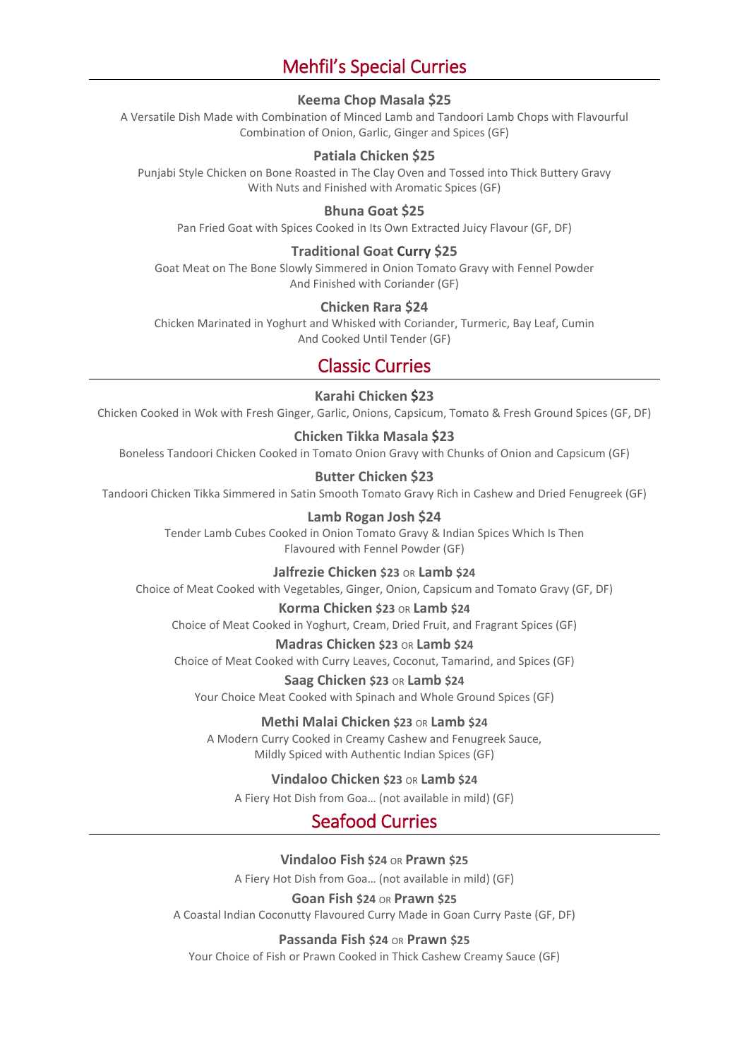## Mehfil's Special Curries

**Keema Chop Masala $25**

A Versatile Dish Made with Combination of Minced Lamb and Tandoori Lamb Chops with Flavourful Combination of Onion, Garlic, Ginger and Spices (GF)

**Patiala Chicken $25**

Punjabi Style Chicken on Bone Roasted in The Clay Oven and Tossed into Thick Buttery Gravy With Nuts and Finished with Aromatic Spices (GF)

**Bhuna Goat $25**

Pan Fried Goat with Spices Cooked in Its Own Extracted Juicy Flavour (GF, DF)

**Traditional Goat Curry $25**

Goat Meat on The Bone Slowly Simmered in Onion Tomato Gravy with Fennel Powder And Finished with Coriander (GF)

**Chicken Rara $24**

Chicken Marinated in Yoghurt and Whisked with Coriander, Turmeric, Bay Leaf, Cumin And Cooked Until Tender (GF)

## Classic Curries

**Karahi Chicken $23**

Chicken Cooked in Wok with Fresh Ginger, Garlic, Onions, Capsicum, Tomato & Fresh Ground Spices (GF, DF)

**Chicken Tikka Masala $23**

Boneless Tandoori Chicken Cooked in Tomato Onion Gravy with Chunks of Onion and Capsicum (GF)

**Butter Chicken $23**

Tandoori Chicken Tikka Simmered in Satin Smooth Tomato Gravy Rich in Cashew and Dried Fenugreek (GF)

**Lamb Rogan Josh $24**

Tender Lamb Cubes Cooked in Onion Tomato Gravy & Indian Spices Which Is Then Flavoured with Fennel Powder (GF)

**Jalfrezie Chicken $23 OR Lamb $24**

Choice of Meat Cooked with Vegetables, Ginger, Onion, Capsicum and Tomato Gravy (GF, DF)

**Korma Chicken $23 OR Lamb $24**

Choice of Meat Cooked in Yoghurt, Cream, Dried Fruit, and Fragrant Spices (GF)

**Madras Chicken $23 OR Lamb $24**

Choice of Meat Cooked with Curry Leaves, Coconut, Tamarind, and Spices (GF)

**Saag Chicken $23 OR Lamb $24**

Your Choice Meat Cooked with Spinach and Whole Ground Spices (GF)

**Methi Malai Chicken $23 OR Lamb $24**

A Modern Curry Cooked in Creamy Cashew and Fenugreek Sauce, Mildly Spiced with Authentic Indian Spices (GF)

**Vindaloo Chicken $23 OR Lamb $24**

A Fiery Hot Dish from Goa… (not available in mild) (GF)

## Seafood Curries

**Vindaloo Fish $24 OR Prawn $25**

A Fiery Hot Dish from Goa… (not available in mild) (GF)

**Goan Fish $24 OR Prawn $25**

A Coastal Indian Coconutty Flavoured Curry Made in Goan Curry Paste (GF, DF)

**Passanda Fish $24 OR Prawn $25**

Your Choice of Fish or Prawn Cooked in Thick Cashew Creamy Sauce (GF)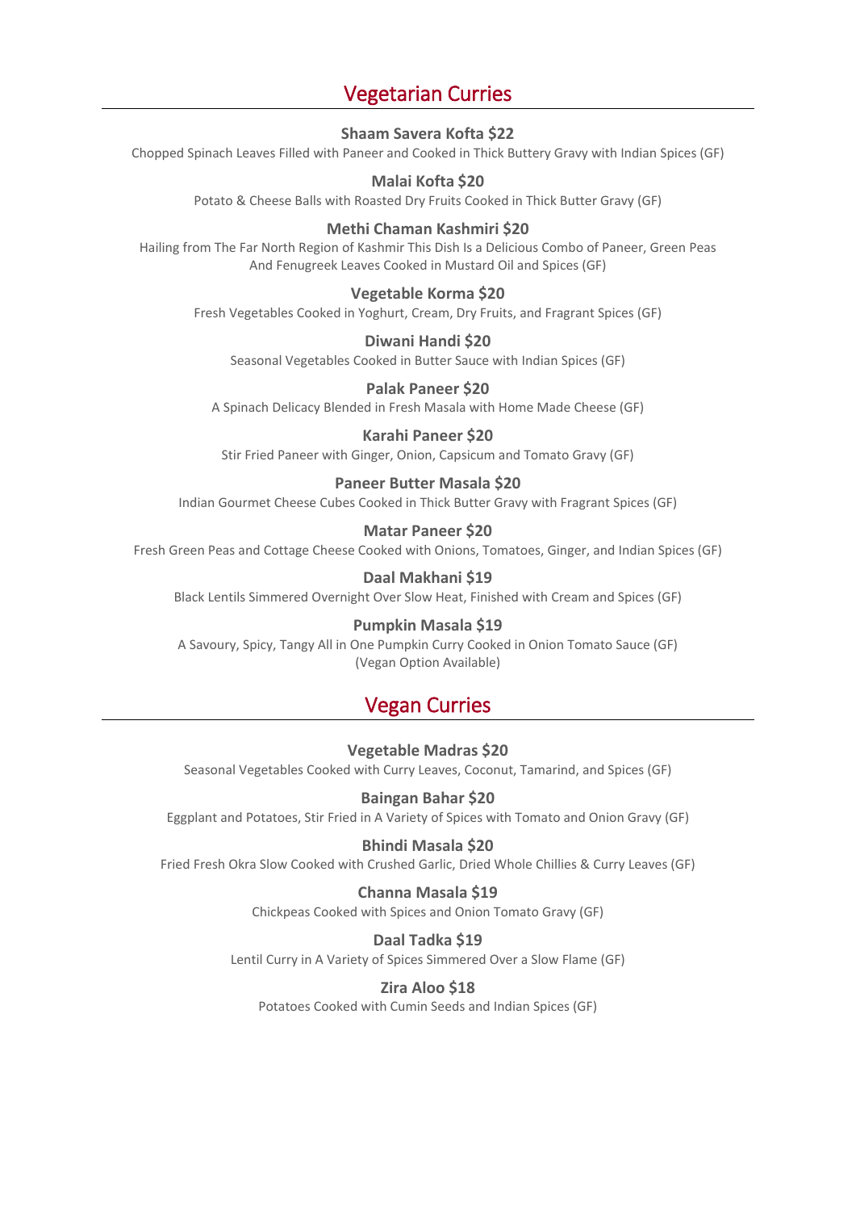## Vegetarian Curries

**Shaam Savera Kofta $22**
Chopped Spinach Leaves Filled with Paneer and Cooked in Thick Buttery Gravy with Indian Spices (GF)

**Malai Kofta $20**
Potato & Cheese Balls with Roasted Dry Fruits Cooked in Thick Butter Gravy (GF)

**Methi Chaman Kashmiri $20**
Hailing from The Far North Region of Kashmir This Dish Is a Delicious Combo of Paneer, Green Peas And Fenugreek Leaves Cooked in Mustard Oil and Spices (GF)

**Vegetable Korma $20**
Fresh Vegetables Cooked in Yoghurt, Cream, Dry Fruits, and Fragrant Spices (GF)

**Diwani Handi $20**
Seasonal Vegetables Cooked in Butter Sauce with Indian Spices (GF)

**Palak Paneer $20**
A Spinach Delicacy Blended in Fresh Masala with Home Made Cheese (GF)

**Karahi Paneer $20**
Stir Fried Paneer with Ginger, Onion, Capsicum and Tomato Gravy (GF)

**Paneer Butter Masala $20**
Indian Gourmet Cheese Cubes Cooked in Thick Butter Gravy with Fragrant Spices (GF)

**Matar Paneer $20**
Fresh Green Peas and Cottage Cheese Cooked with Onions, Tomatoes, Ginger, and Indian Spices (GF)

**Daal Makhani $19**
Black Lentils Simmered Overnight Over Slow Heat, Finished with Cream and Spices (GF)

**Pumpkin Masala $19**
A Savoury, Spicy, Tangy All in One Pumpkin Curry Cooked in Onion Tomato Sauce (GF)
(Vegan Option Available)

## Vegan Curries

**Vegetable Madras $20**
Seasonal Vegetables Cooked with Curry Leaves, Coconut, Tamarind, and Spices (GF)

**Baingan Bahar $20**
Eggplant and Potatoes, Stir Fried in A Variety of Spices with Tomato and Onion Gravy (GF)

**Bhindi Masala $20**
Fried Fresh Okra Slow Cooked with Crushed Garlic, Dried Whole Chillies & Curry Leaves (GF)

**Channa Masala $19**
Chickpeas Cooked with Spices and Onion Tomato Gravy (GF)

**Daal Tadka $19**
Lentil Curry in A Variety of Spices Simmered Over a Slow Flame (GF)

**Zira Aloo $18**
Potatoes Cooked with Cumin Seeds and Indian Spices (GF)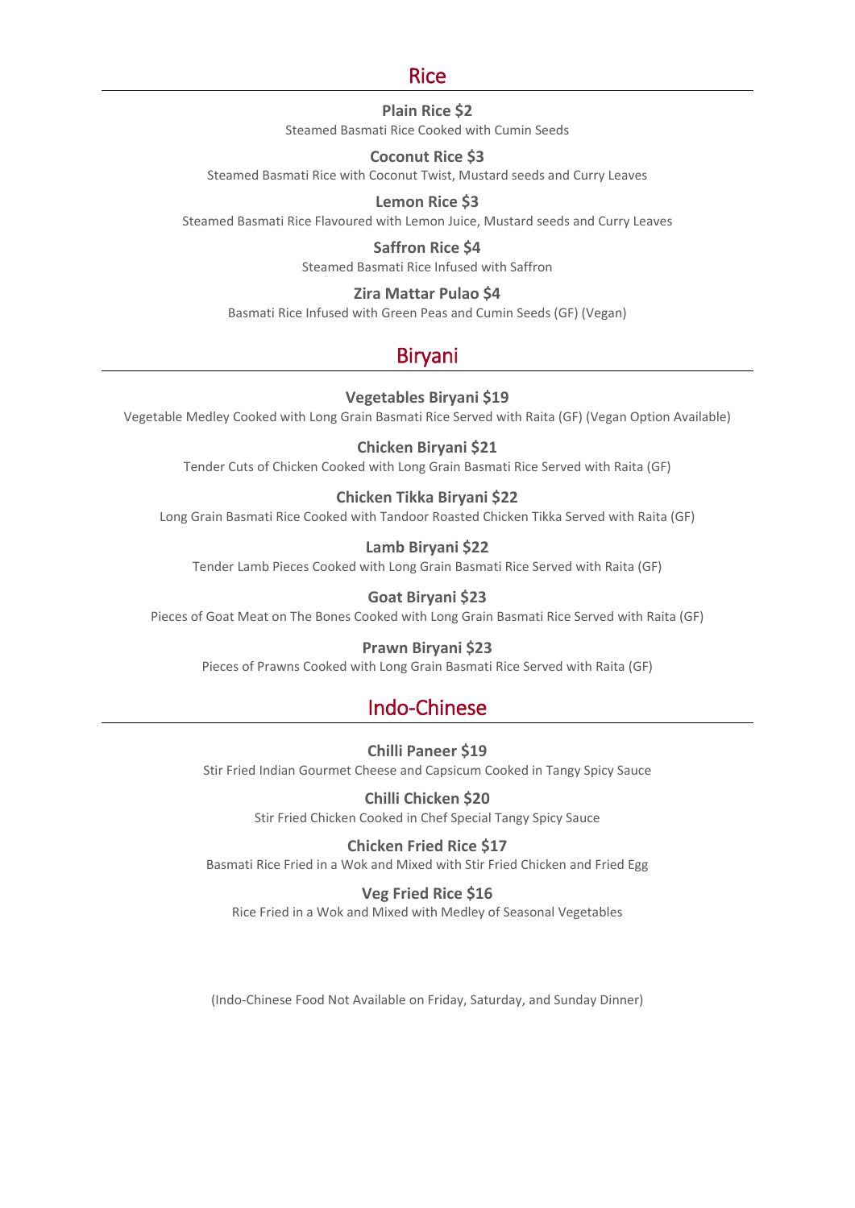## Rice

**Plain Rice $2**
Steamed Basmati Rice Cooked with Cumin Seeds

**Coconut Rice $3**
Steamed Basmati Rice with Coconut Twist, Mustard seeds and Curry Leaves

**Lemon Rice $3**
Steamed Basmati Rice Flavoured with Lemon Juice, Mustard seeds and Curry Leaves

**Saffron Rice $4**
Steamed Basmati Rice Infused with Saffron

**Zira Mattar Pulao $4**
Basmati Rice Infused with Green Peas and Cumin Seeds (GF) (Vegan)

## Biryani

**Vegetables Biryani $19**
Vegetable Medley Cooked with Long Grain Basmati Rice Served with Raita (GF) (Vegan Option Available)

**Chicken Biryani $21**
Tender Cuts of Chicken Cooked with Long Grain Basmati Rice Served with Raita (GF)

**Chicken Tikka Biryani $22**
Long Grain Basmati Rice Cooked with Tandoor Roasted Chicken Tikka Served with Raita (GF)

**Lamb Biryani $22**
Tender Lamb Pieces Cooked with Long Grain Basmati Rice Served with Raita (GF)

**Goat Biryani $23**
Pieces of Goat Meat on The Bones Cooked with Long Grain Basmati Rice Served with Raita (GF)

**Prawn Biryani $23**
Pieces of Prawns Cooked with Long Grain Basmati Rice Served with Raita (GF)

## Indo-Chinese

**Chilli Paneer $19**
Stir Fried Indian Gourmet Cheese and Capsicum Cooked in Tangy Spicy Sauce

**Chilli Chicken $20**
Stir Fried Chicken Cooked in Chef Special Tangy Spicy Sauce

**Chicken Fried Rice $17**
Basmati Rice Fried in a Wok and Mixed with Stir Fried Chicken and Fried Egg

**Veg Fried Rice $16**
Rice Fried in a Wok and Mixed with Medley of Seasonal Vegetables

(Indo-Chinese Food Not Available on Friday, Saturday, and Sunday Dinner)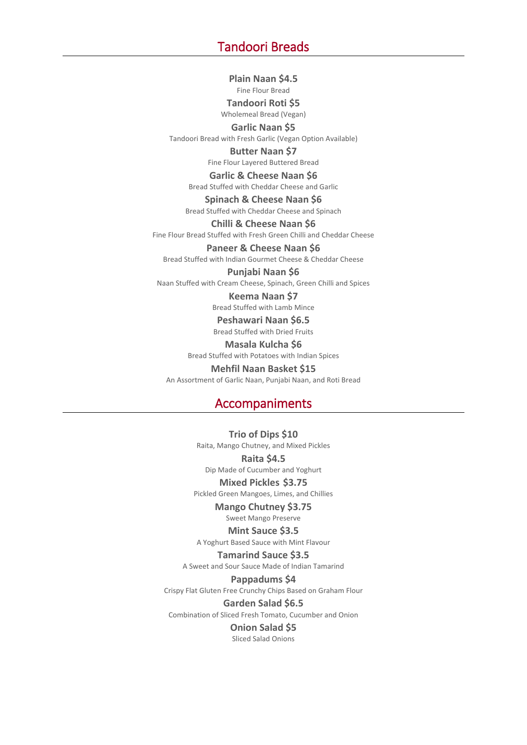## Tandoori Breads

**Plain Naan $4.5**
Fine Flour Bread

**Tandoori Roti $5**
Wholemeal Bread (Vegan)

**Garlic Naan $5**
Tandoori Bread with Fresh Garlic (Vegan Option Available)

**Butter Naan $7**
Fine Flour Layered Buttered Bread

**Garlic & Cheese Naan $6**
Bread Stuffed with Cheddar Cheese and Garlic

**Spinach & Cheese Naan $6**
Bread Stuffed with Cheddar Cheese and Spinach

**Chilli & Cheese Naan $6**
Fine Flour Bread Stuffed with Fresh Green Chilli and Cheddar Cheese

**Paneer & Cheese Naan $6**
Bread Stuffed with Indian Gourmet Cheese & Cheddar Cheese

**Punjabi Naan $6**
Naan Stuffed with Cream Cheese, Spinach, Green Chilli and Spices

**Keema Naan $7**
Bread Stuffed with Lamb Mince

**Peshawari Naan $6.5**
Bread Stuffed with Dried Fruits

**Masala Kulcha $6**
Bread Stuffed with Potatoes with Indian Spices

**Mehfil Naan Basket $15**
An Assortment of Garlic Naan, Punjabi Naan, and Roti Bread

## Accompaniments

**Trio of Dips $10**
Raita, Mango Chutney, and Mixed Pickles

**Raita $4.5**
Dip Made of Cucumber and Yoghurt

**Mixed Pickles $3.75**
Pickled Green Mangoes, Limes, and Chillies

**Mango Chutney $3.75**
Sweet Mango Preserve

**Mint Sauce $3.5**
A Yoghurt Based Sauce with Mint Flavour

**Tamarind Sauce $3.5**
A Sweet and Sour Sauce Made of Indian Tamarind

**Pappadums $4**
Crispy Flat Gluten Free Crunchy Chips Based on Graham Flour

**Garden Salad $6.5**
Combination of Sliced Fresh Tomato, Cucumber and Onion

**Onion Salad $5**
Sliced Salad Onions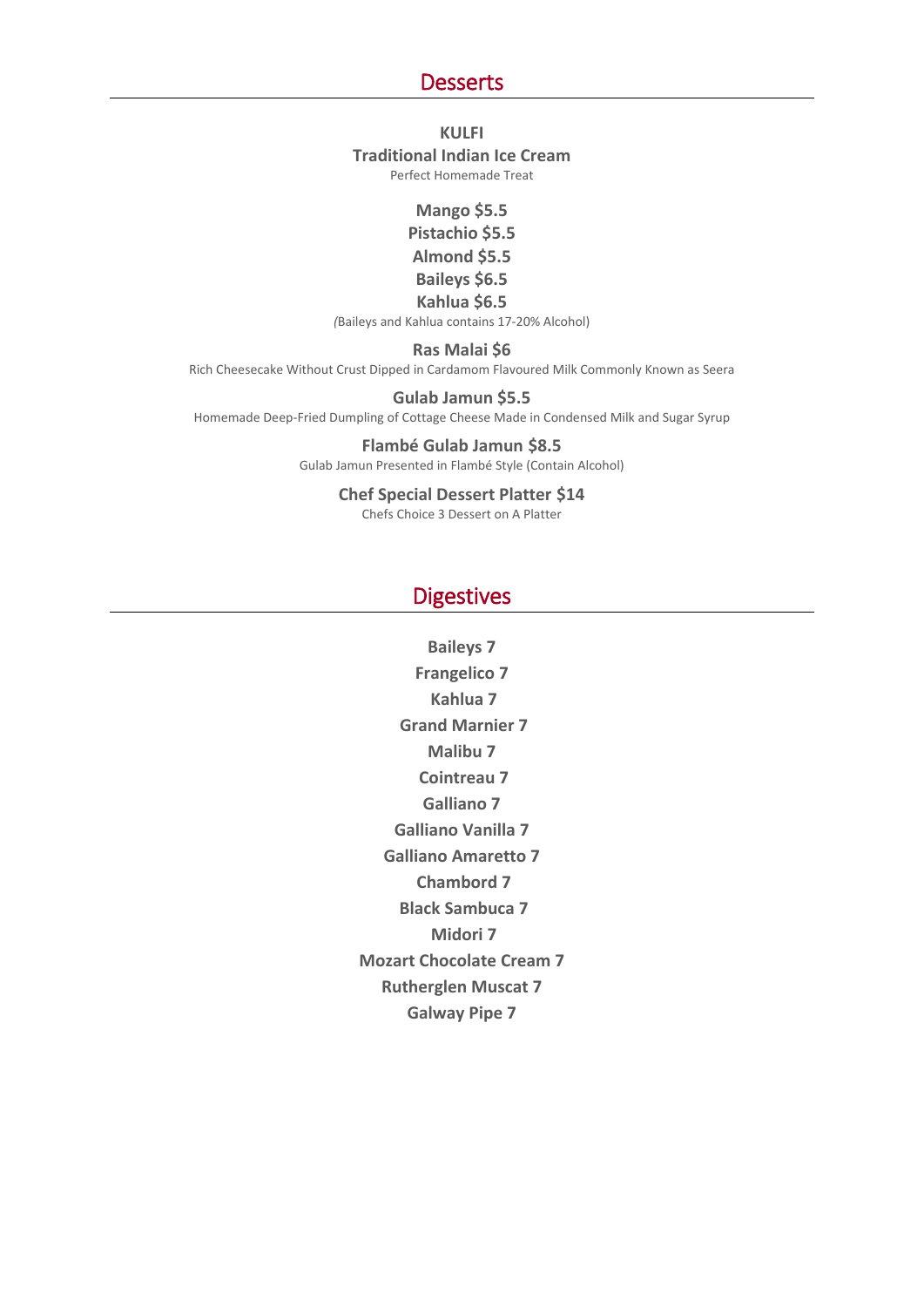## Desserts

**KULFI**
**Traditional Indian Ice Cream**
Perfect Homemade Treat

**Mango $5.5**
**Pistachio $5.5**
**Almond $5.5**
**Baileys $6.5**
**Kahlua $6.5**
*(*Baileys and Kahlua contains 17-20% Alcohol)

**Ras Malai $6**
Rich Cheesecake Without Crust Dipped in Cardamom Flavoured Milk Commonly Known as Seera

**Gulab Jamun $5.5**
Homemade Deep-Fried Dumpling of Cottage Cheese Made in Condensed Milk and Sugar Syrup

**Flambé Gulab Jamun $8.5**
Gulab Jamun Presented in Flambé Style (Contain Alcohol)

**Chef Special Dessert Platter $14**
Chefs Choice 3 Dessert on A Platter

## Digestives

**Baileys 7**
**Frangelico 7**
**Kahlua 7**
**Grand Marnier 7**
**Malibu 7**
**Cointreau 7**
**Galliano 7**
**Galliano Vanilla 7**
**Galliano Amaretto 7**
**Chambord 7**
**Black Sambuca 7**
**Midori 7**
**Mozart Chocolate Cream 7**
**Rutherglen Muscat 7**
**Galway Pipe 7**